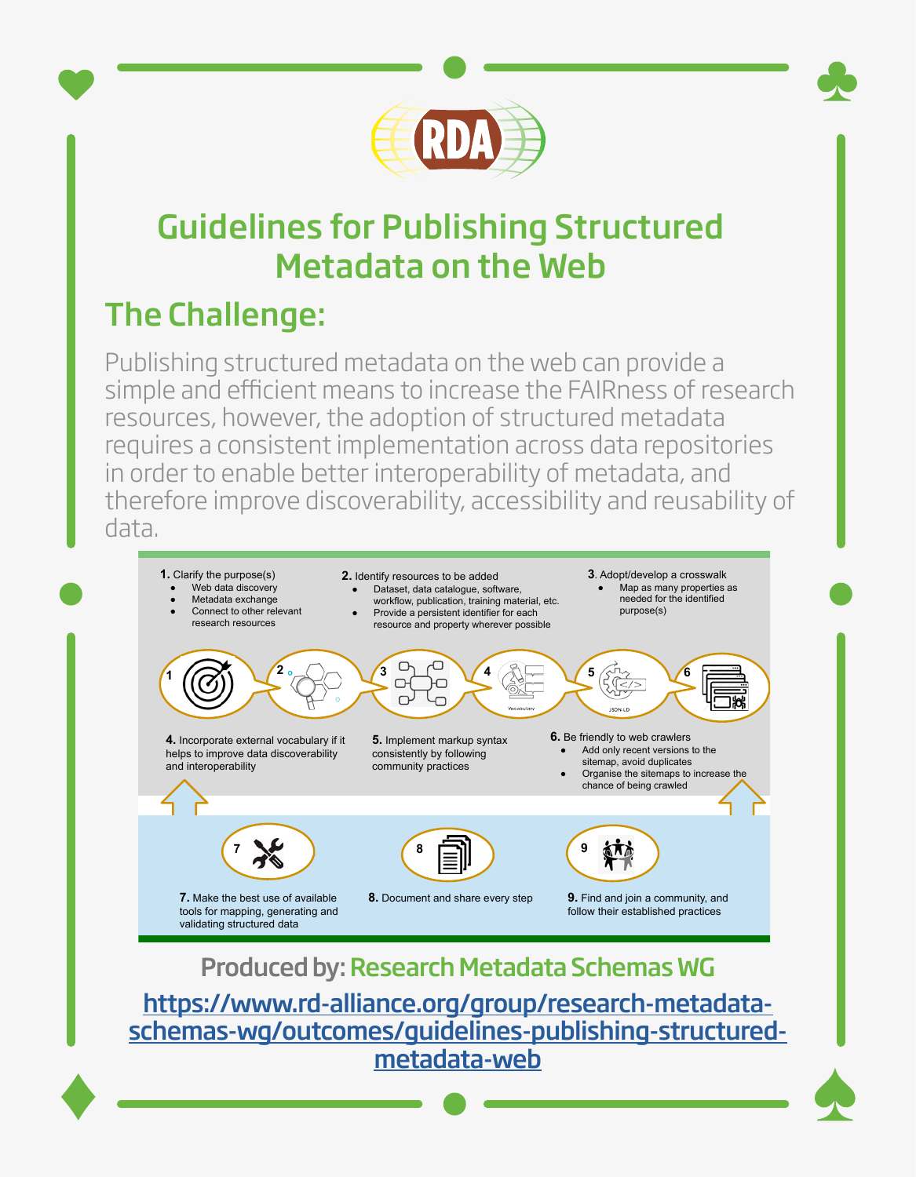# Guidelines for Publishing Structured Metadata on the Web

## The Challenge:

Publishing structured metadata on the web can provide a simple and efficient means to increase the FAIRness of research resources, however, the adoption of structured metadata requires a consistent implementation across data repositories in order to enable better interoperability of metadata, and therefore improve discoverability, accessibility and reusability of data.

**1.** Clarify the purpose(s)

- Web data discovery
- Metadata exchange
- Connect to other relevant research resources

**2.** Identify resources to be added

- Dataset, data catalogue, software, workflow, publication, training material, etc.
- Provide a persistent identifier for each resource and property wherever possible

**3.** Adopt/develop a crosswalk

- Map as many properties as needed for the identified purpose(s)

**4.** Incorporate external vocabulary if it helps to improve data discoverability and interoperability

**5.** Implement markup syntax consistently by following community practices

**6.** Be friendly to web crawlers

- Add only recent versions to the sitemap, avoid duplicates
- Organise the sitemaps to increase the chance of being crawled

**7.** Make the best use of available tools for mapping, generating and validating structured data

**8.** Document and share every step

**9.** Find and join a community, and follow their established practices

**Produced by: Research Metadata Schemas WG**

https://www.rd-alliance.org/group/research-metadata-schemas-wg/outcomes/guidelines-publishing-structured-metadata-web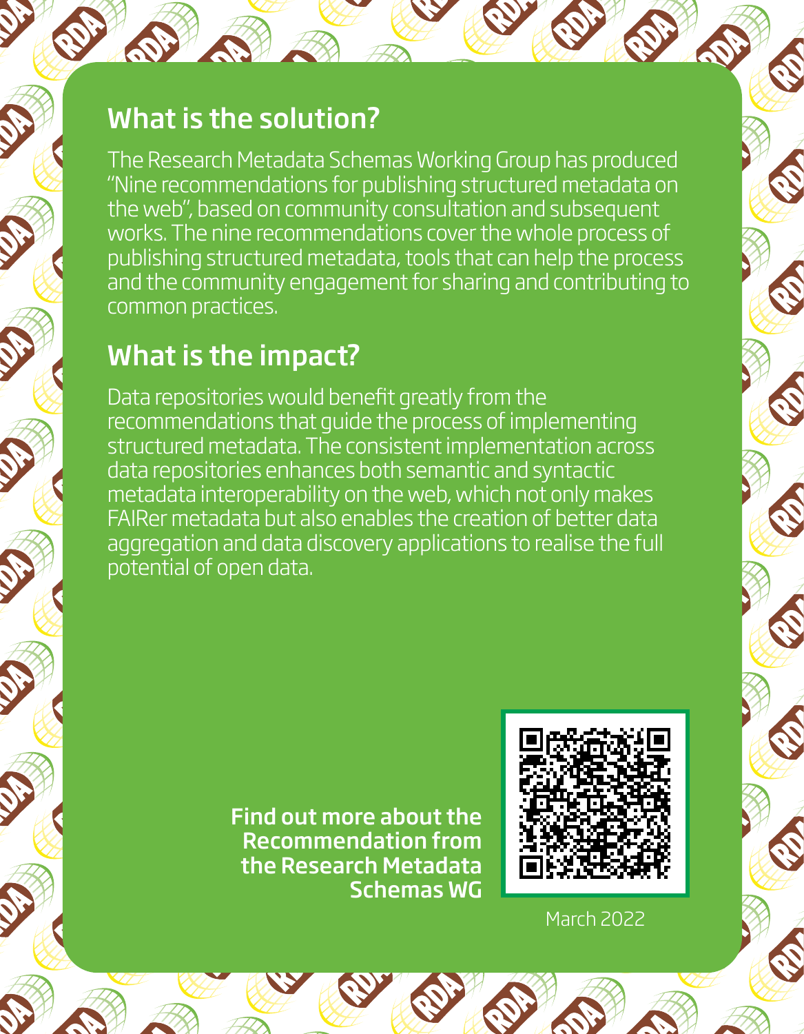## What is the solution?

The Research Metadata Schemas Working Group has produced "Nine recommendations for publishing structured metadata on the web", based on community consultation and subsequent works. The nine recommendations cover the whole process of publishing structured metadata, tools that can help the process and the community engagement for sharing and contributing to common practices.

## What is the impact?

Data repositories would benefit greatly from the recommendations that guide the process of implementing structured metadata. The consistent implementation across data repositories enhances both semantic and syntactic metadata interoperability on the web, which not only makes FAIRer metadata but also enables the creation of better data aggregation and data discovery applications to realise the full potential of open data.

**Find out more about the Recommendation from the Research Metadata Schemas WG**

March 2022